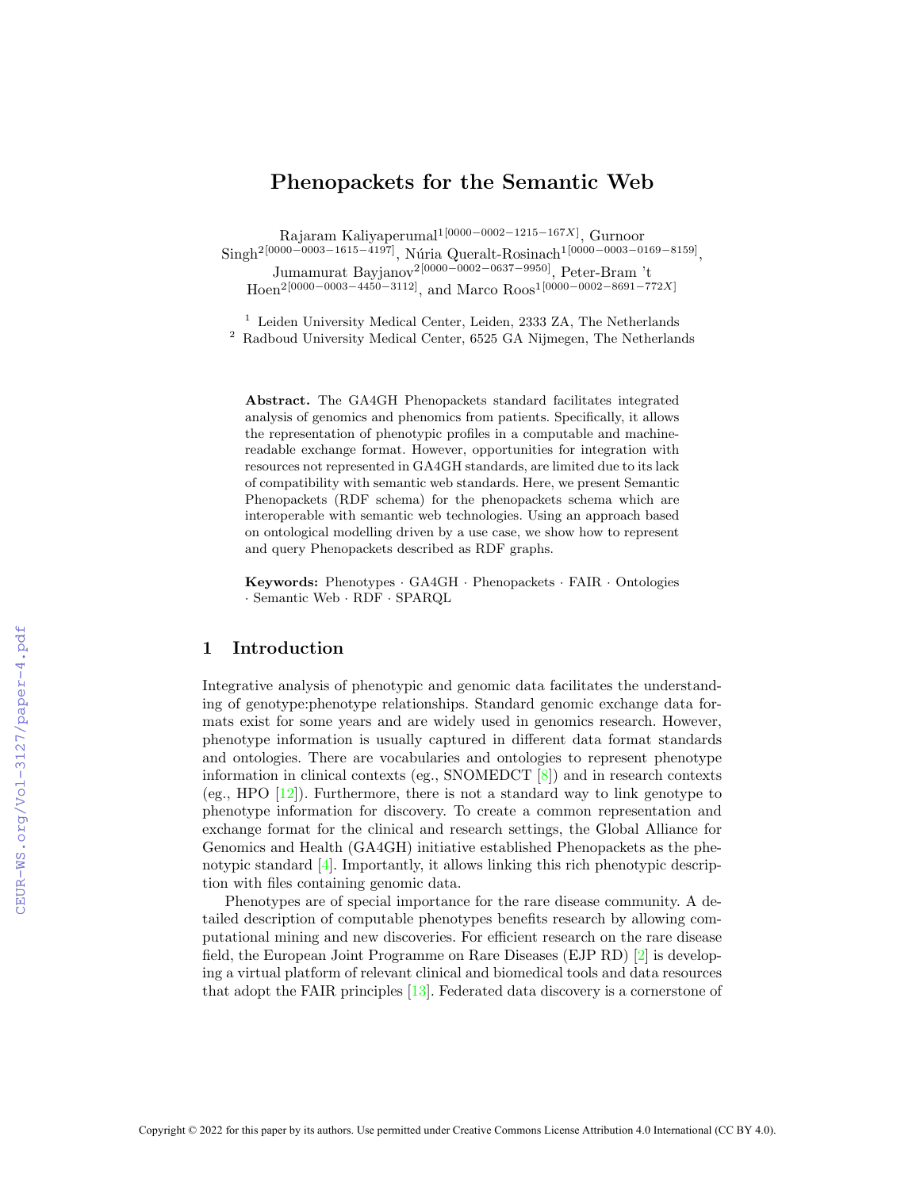# Phenopackets for the Semantic Web

Rajaram Kaliyaperumal[1] [0000-0002-1215-167X], Gurnoor Singh[2] [0000-0003-1615-4197], Núria Queralt-Rosinach[1] [0000-0003-0169-8159], Jumamurat Bayjanov[2] [0000-0002-0637-9950], Peter-Bram 't Hoen[2] [0000-0003-4450-3112], and Marco Roos[1] [0000-0002-8691-772X]

[1] Leiden University Medical Center, Leiden, 2333 ZA, The Netherlands
[2] Radboud University Medical Center, 6525 GA Nijmegen, The Netherlands

**Abstract.** The GA4GH Phenopackets standard facilitates integrated analysis of genomics and phenomics from patients. Specifically, it allows the representation of phenotypic profiles in a computable and machine-readable exchange format. However, opportunities for integration with resources not represented in GA4GH standards, are limited due to its lack of compatibility with semantic web standards. Here, we present Semantic Phenopackets (RDF schema) for the phenopackets schema which are interoperable with semantic web technologies. Using an approach based on ontological modelling driven by a use case, we show how to represent and query Phenopackets described as RDF graphs.

**Keywords:** Phenotypes · GA4GH · Phenopackets · FAIR · Ontologies · Semantic Web · RDF · SPARQL

## 1 Introduction

Integrative analysis of phenotypic and genomic data facilitates the understanding of genotype:phenotype relationships. Standard genomic exchange data formats exist for some years and are widely used in genomics research. However, phenotype information is usually captured in different data format standards and ontologies. There are vocabularies and ontologies to represent phenotype information in clinical contexts (eg., SNOMEDCT [8]) and in research contexts (eg., HPO [12]). Furthermore, there is not a standard way to link genotype to phenotype information for discovery. To create a common representation and exchange format for the clinical and research settings, the Global Alliance for Genomics and Health (GA4GH) initiative established Phenopackets as the phenotypic standard [4]. Importantly, it allows linking this rich phenotypic description with files containing genomic data.

Phenotypes are of special importance for the rare disease community. A detailed description of computable phenotypes benefits research by allowing computational mining and new discoveries. For efficient research on the rare disease field, the European Joint Programme on Rare Diseases (EJP RD) [2] is developing a virtual platform of relevant clinical and biomedical tools and data resources that adopt the FAIR principles [13]. Federated data discovery is a cornerstone of

Copyright © 2022 for this paper by its authors. Use permitted under Creative Commons License Attribution 4.0 International (CC BY 4.0).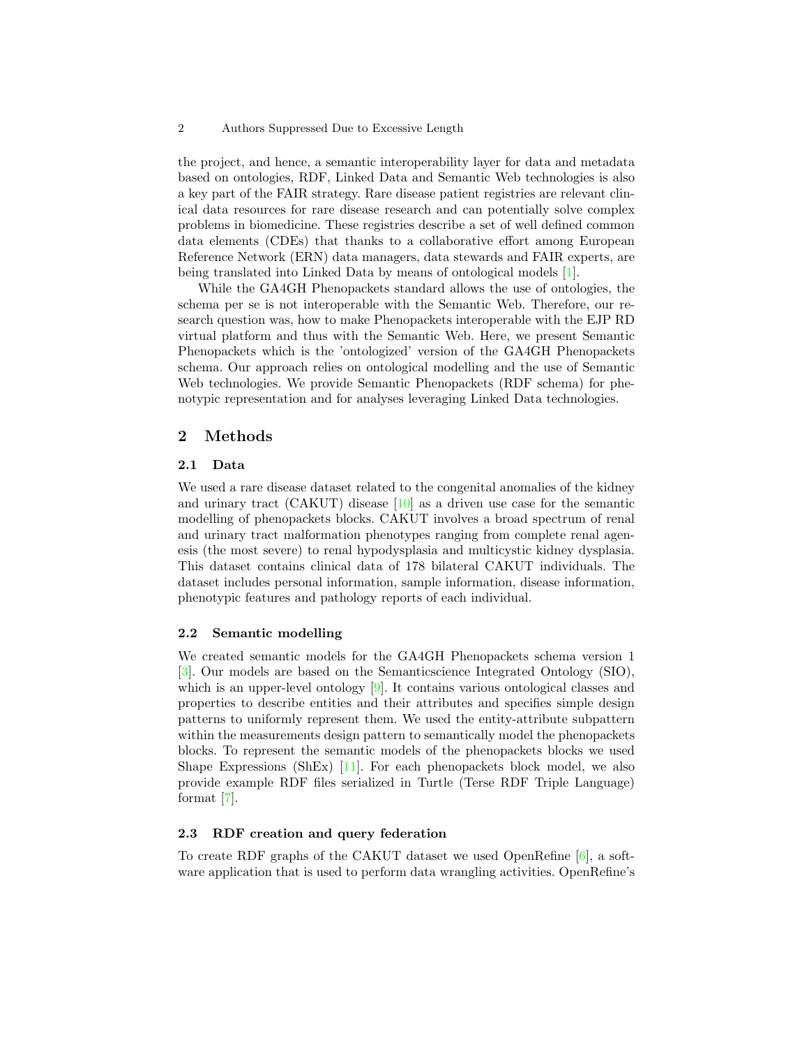the project, and hence, a semantic interoperability layer for data and metadata based on ontologies, RDF, Linked Data and Semantic Web technologies is also a key part of the FAIR strategy. Rare disease patient registries are relevant clinical data resources for rare disease research and can potentially solve complex problems in biomedicine. These registries describe a set of well defined common data elements (CDEs) that thanks to a collaborative effort among European Reference Network (ERN) data managers, data stewards and FAIR experts, are being translated into Linked Data by means of ontological models [1].

While the GA4GH Phenopackets standard allows the use of ontologies, the schema per se is not interoperable with the Semantic Web. Therefore, our research question was, how to make Phenopackets interoperable with the EJP RD virtual platform and thus with the Semantic Web. Here, we present Semantic Phenopackets which is the 'ontologized' version of the GA4GH Phenopackets schema. Our approach relies on ontological modelling and the use of Semantic Web technologies. We provide Semantic Phenopackets (RDF schema) for phenotypic representation and for analyses leveraging Linked Data technologies.

## 2 Methods

### 2.1 Data

We used a rare disease dataset related to the congenital anomalies of the kidney and urinary tract (CAKUT) disease [10] as a driven use case for the semantic modelling of phenopackets blocks. CAKUT involves a broad spectrum of renal and urinary tract malformation phenotypes ranging from complete renal agenesis (the most severe) to renal hypodysplasia and multicystic kidney dysplasia. This dataset contains clinical data of 178 bilateral CAKUT individuals. The dataset includes personal information, sample information, disease information, phenotypic features and pathology reports of each individual.

### 2.2 Semantic modelling

We created semantic models for the GA4GH Phenopackets schema version 1 [3]. Our models are based on the Semanticscience Integrated Ontology (SIO), which is an upper-level ontology [9]. It contains various ontological classes and properties to describe entities and their attributes and specifies simple design patterns to uniformly represent them. We used the entity-attribute subpattern within the measurements design pattern to semantically model the phenopackets blocks. To represent the semantic models of the phenopackets blocks we used Shape Expressions (ShEx) [11]. For each phenopackets block model, we also provide example RDF files serialized in Turtle (Terse RDF Triple Language) format [7].

### 2.3 RDF creation and query federation

To create RDF graphs of the CAKUT dataset we used OpenRefine [6], a software application that is used to perform data wrangling activities. OpenRefine's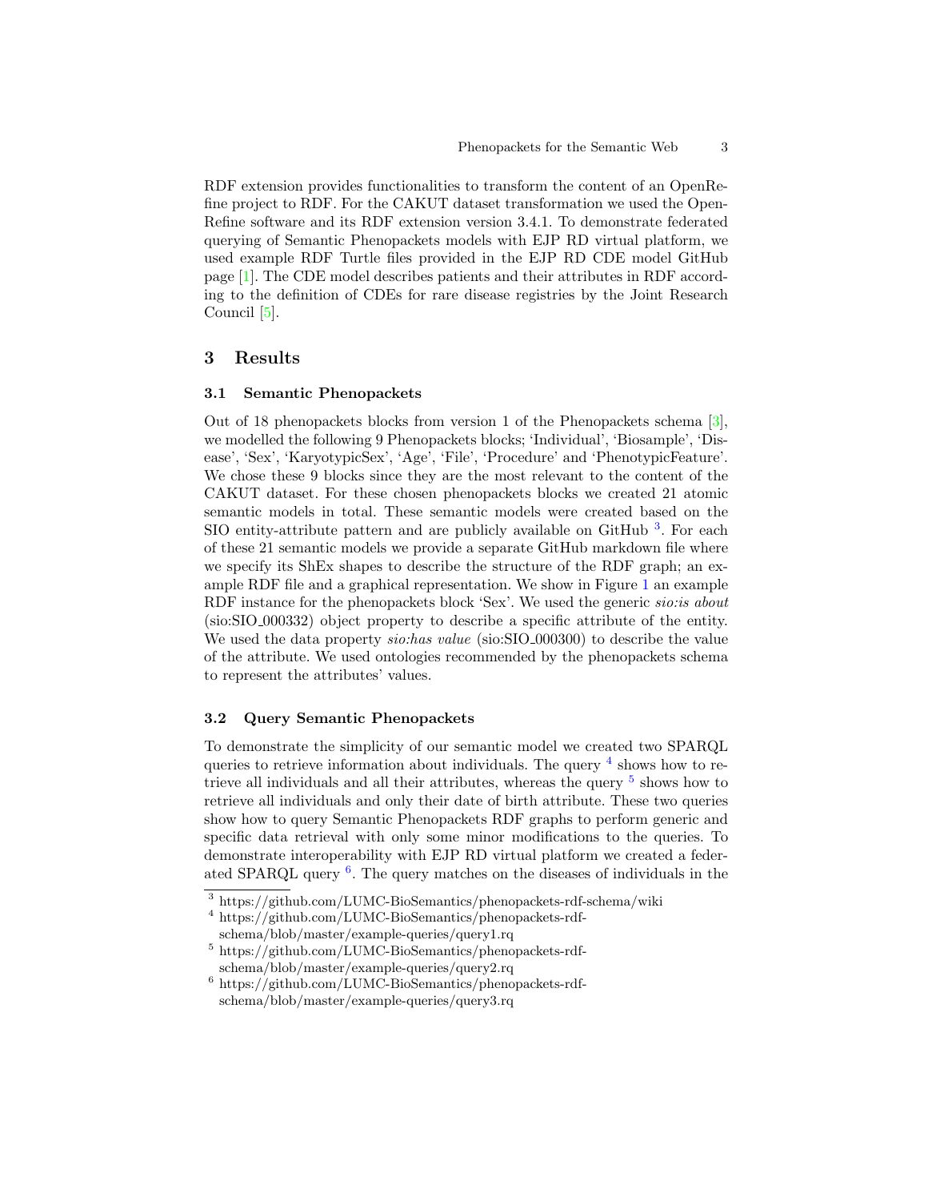RDF extension provides functionalities to transform the content of an OpenRefine project to RDF. For the CAKUT dataset transformation we used the OpenRefine software and its RDF extension version 3.4.1. To demonstrate federated querying of Semantic Phenopackets models with EJP RD virtual platform, we used example RDF Turtle files provided in the EJP RD CDE model GitHub page [1]. The CDE model describes patients and their attributes in RDF according to the definition of CDEs for rare disease registries by the Joint Research Council [5].

## 3 Results

### 3.1 Semantic Phenopackets

Out of 18 phenopackets blocks from version 1 of the Phenopackets schema [3], we modelled the following 9 Phenopackets blocks; 'Individual', 'Biosample', 'Disease', 'Sex', 'KaryotypicSex', 'Age', 'File', 'Procedure' and 'PhenotypicFeature'. We chose these 9 blocks since they are the most relevant to the content of the CAKUT dataset. For these chosen phenopackets blocks we created 21 atomic semantic models in total. These semantic models were created based on the SIO entity-attribute pattern and are publicly available on GitHub [3]. For each of these 21 semantic models we provide a separate GitHub markdown file where we specify its ShEx shapes to describe the structure of the RDF graph; an example RDF file and a graphical representation. We show in Figure 1 an example RDF instance for the phenopackets block 'Sex'. We used the generic *sio:is about* (sio:SIO_000332) object property to describe a specific attribute of the entity. We used the data property *sio:has value* (sio:SIO_000300) to describe the value of the attribute. We used ontologies recommended by the phenopackets schema to represent the attributes' values.

### 3.2 Query Semantic Phenopackets

To demonstrate the simplicity of our semantic model we created two SPARQL queries to retrieve information about individuals. The query [4] shows how to retrieve all individuals and all their attributes, whereas the query [5] shows how to retrieve all individuals and only their date of birth attribute. These two queries show how to query Semantic Phenopackets RDF graphs to perform generic and specific data retrieval with only some minor modifications to the queries. To demonstrate interoperability with EJP RD virtual platform we created a federated SPARQL query [6]. The query matches on the diseases of individuals in the

---

[3] https://github.com/LUMC-BioSemantics/phenopackets-rdf-schema/wiki

[4] https://github.com/LUMC-BioSemantics/phenopackets-rdf-schema/blob/master/example-queries/query1.rq

[5] https://github.com/LUMC-BioSemantics/phenopackets-rdf-schema/blob/master/example-queries/query2.rq

[6] https://github.com/LUMC-BioSemantics/phenopackets-rdf-schema/blob/master/example-queries/query3.rq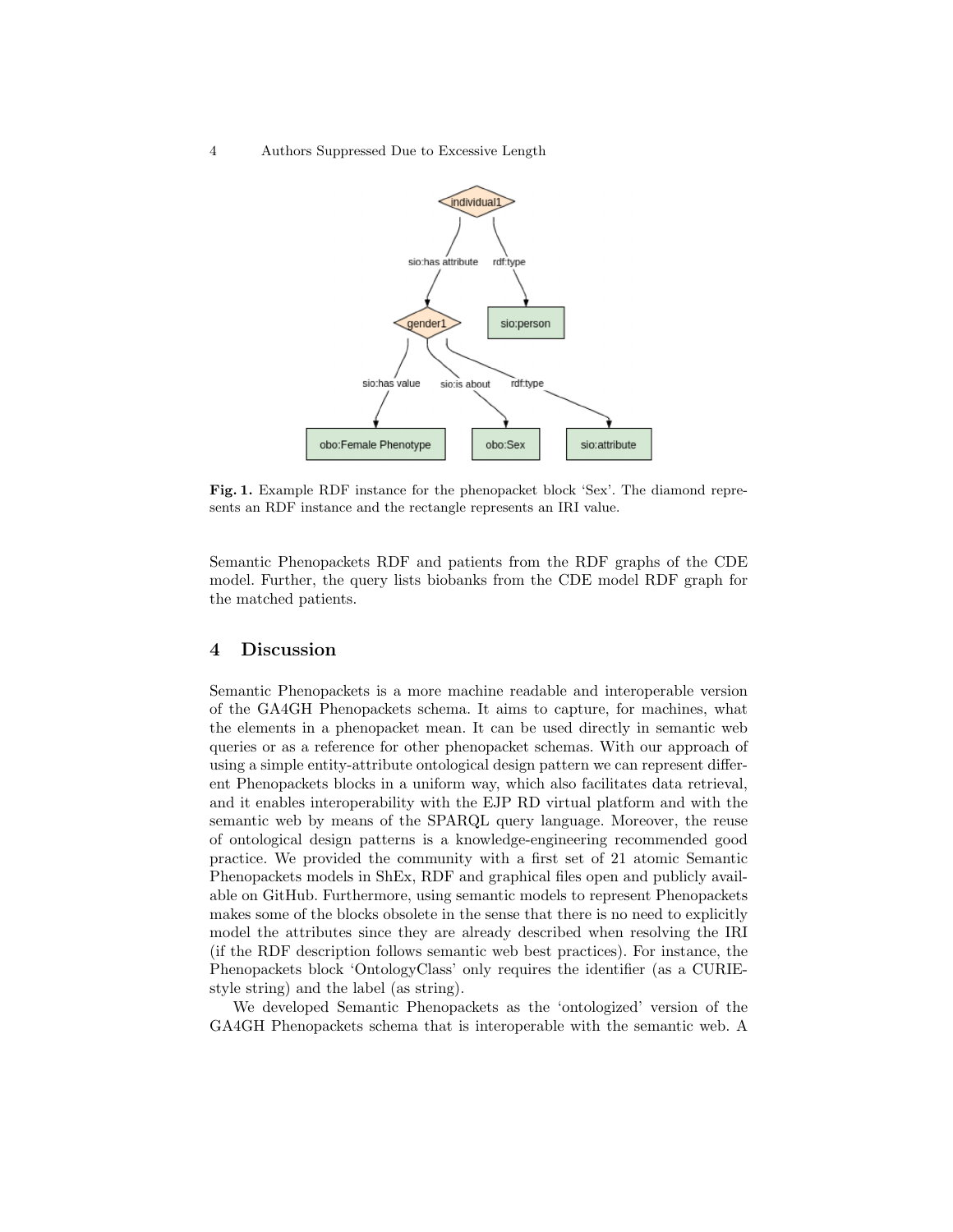**Fig. 1.** Example RDF instance for the phenopacket block 'Sex'. The diamond represents an RDF instance and the rectangle represents an IRI value.

Semantic Phenopackets RDF and patients from the RDF graphs of the CDE model. Further, the query lists biobanks from the CDE model RDF graph for the matched patients.

## 4 Discussion

Semantic Phenopackets is a more machine readable and interoperable version of the GA4GH Phenopackets schema. It aims to capture, for machines, what the elements in a phenopacket mean. It can be used directly in semantic web queries or as a reference for other phenopacket schemas. With our approach of using a simple entity-attribute ontological design pattern we can represent different Phenopackets blocks in a uniform way, which also facilitates data retrieval, and it enables interoperability with the EJP RD virtual platform and with the semantic web by means of the SPARQL query language. Moreover, the reuse of ontological design patterns is a knowledge-engineering recommended good practice. We provided the community with a first set of 21 atomic Semantic Phenopackets models in ShEx, RDF and graphical files open and publicly available on GitHub. Furthermore, using semantic models to represent Phenopackets makes some of the blocks obsolete in the sense that there is no need to explicitly model the attributes since they are already described when resolving the IRI (if the RDF description follows semantic web best practices). For instance, the Phenopackets block 'OntologyClass' only requires the identifier (as a CURIE-style string) and the label (as string).

We developed Semantic Phenopackets as the 'ontologized' version of the GA4GH Phenopackets schema that is interoperable with the semantic web. A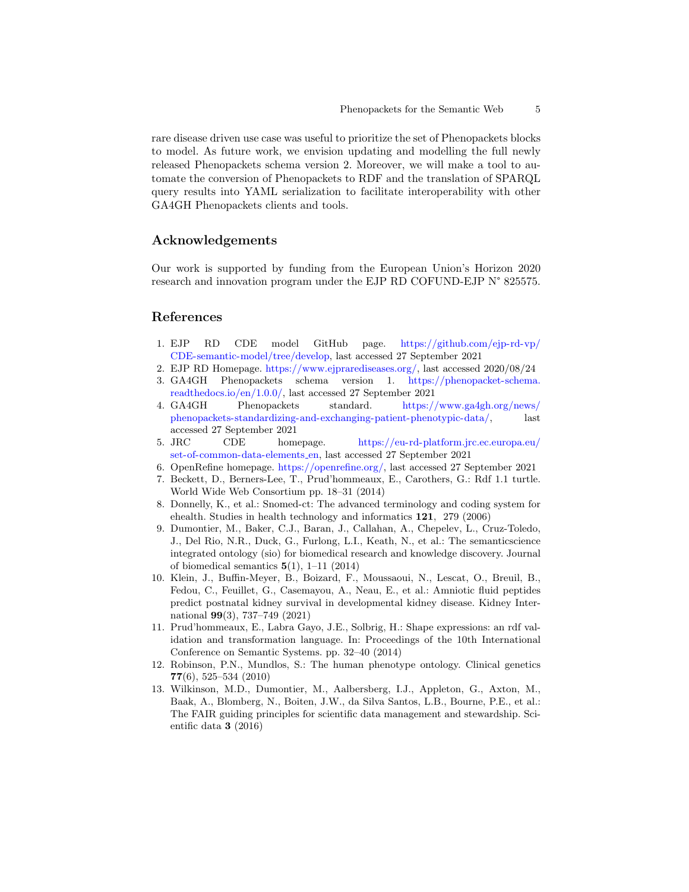rare disease driven use case was useful to prioritize the set of Phenopackets blocks to model. As future work, we envision updating and modelling the full newly released Phenopackets schema version 2. Moreover, we will make a tool to automate the conversion of Phenopackets to RDF and the translation of SPARQL query results into YAML serialization to facilitate interoperability with other GA4GH Phenopackets clients and tools.

## Acknowledgements

Our work is supported by funding from the European Union's Horizon 2020 research and innovation program under the EJP RD COFUND-EJP N° 825575.

## References

1. EJP RD CDE model GitHub page. https://github.com/ejp-rd-vp/CDE-semantic-model/tree/develop, last accessed 27 September 2021
2. EJP RD Homepage. https://www.ejprarediseases.org/, last accessed 2020/08/24
3. GA4GH Phenopackets schema version 1. https://phenopacket-schema.readthedocs.io/en/1.0.0/, last accessed 27 September 2021
4. GA4GH Phenopackets standard. https://www.ga4gh.org/news/phenopackets-standardizing-and-exchanging-patient-phenotypic-data/, last accessed 27 September 2021
5. JRC CDE homepage. https://eu-rd-platform.jrc.ec.europa.eu/set-of-common-data-elements_en, last accessed 27 September 2021
6. OpenRefine homepage. https://openrefine.org/, last accessed 27 September 2021
7. Beckett, D., Berners-Lee, T., Prud'hommeaux, E., Carothers, G.: Rdf 1.1 turtle. World Wide Web Consortium pp. 18–31 (2014)
8. Donnelly, K., et al.: Snomed-ct: The advanced terminology and coding system for ehealth. Studies in health technology and informatics **121**, 279 (2006)
9. Dumontier, M., Baker, C.J., Baran, J., Callahan, A., Chepelev, L., Cruz-Toledo, J., Del Rio, N.R., Duck, G., Furlong, L.I., Keath, N., et al.: The semanticscience integrated ontology (sio) for biomedical research and knowledge discovery. Journal of biomedical semantics **5**(1), 1–11 (2014)
10. Klein, J., Buffin-Meyer, B., Boizard, F., Moussaoui, N., Lescat, O., Breuil, B., Fedou, C., Feuillet, G., Casemayou, A., Neau, E., et al.: Amniotic fluid peptides predict postnatal kidney survival in developmental kidney disease. Kidney International **99**(3), 737–749 (2021)
11. Prud'hommeaux, E., Labra Gayo, J.E., Solbrig, H.: Shape expressions: an rdf validation and transformation language. In: Proceedings of the 10th International Conference on Semantic Systems. pp. 32–40 (2014)
12. Robinson, P.N., Mundlos, S.: The human phenotype ontology. Clinical genetics **77**(6), 525–534 (2010)
13. Wilkinson, M.D., Dumontier, M., Aalbersberg, I.J., Appleton, G., Axton, M., Baak, A., Blomberg, N., Boiten, J.W., da Silva Santos, L.B., Bourne, P.E., et al.: The FAIR guiding principles for scientific data management and stewardship. Scientific data **3** (2016)